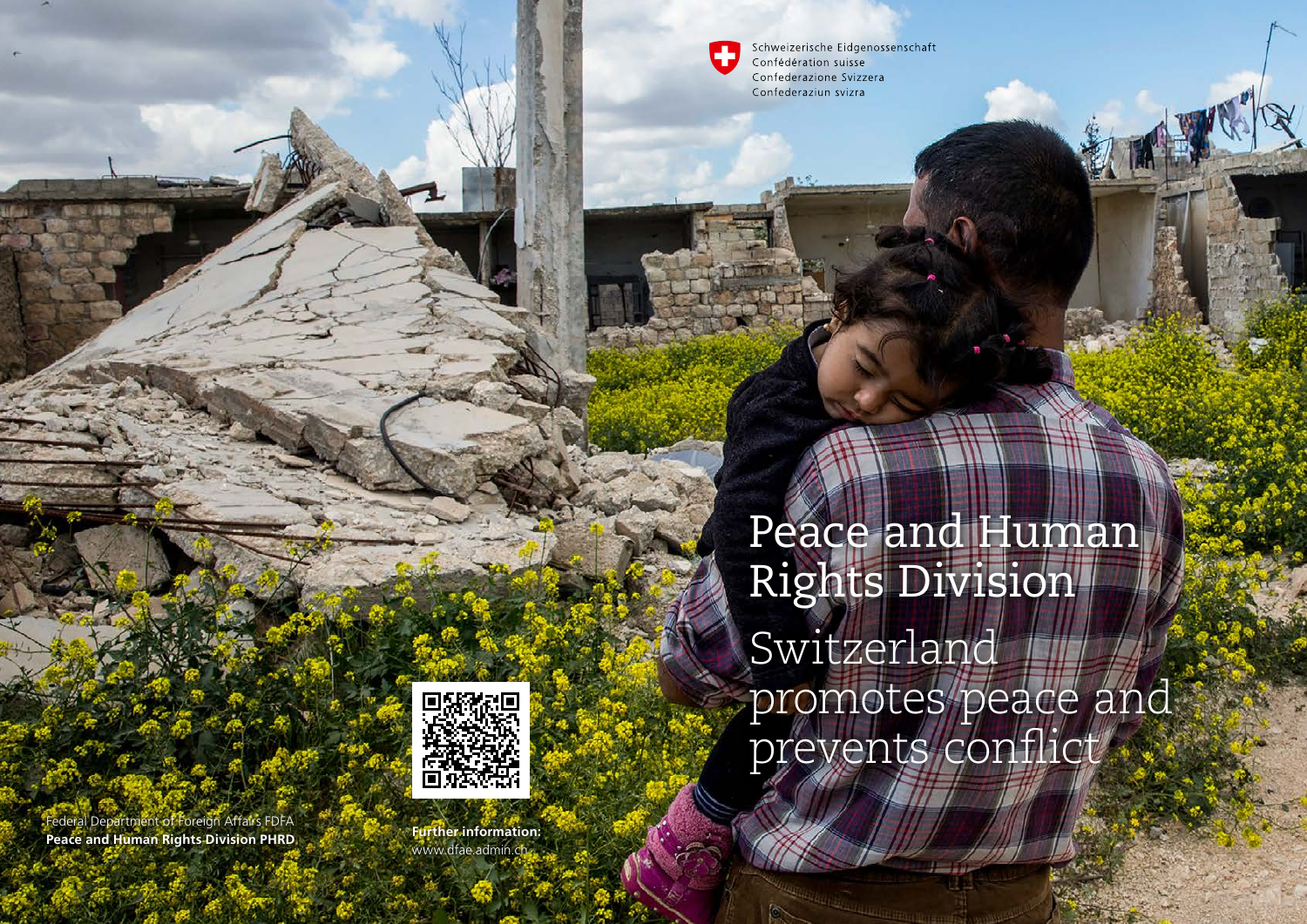Schweizerische Eidgenossenschaft
Confédération suisse
Confederazione Svizzera
Confederaziun svizra

# Peace and Human Rights Division

## Switzerland promotes peace and prevents conflict

Federal Department of Foreign Affairs FDFA
**Peace and Human Rights Division PHRD**

**Further information:**
www.dfae.admin.ch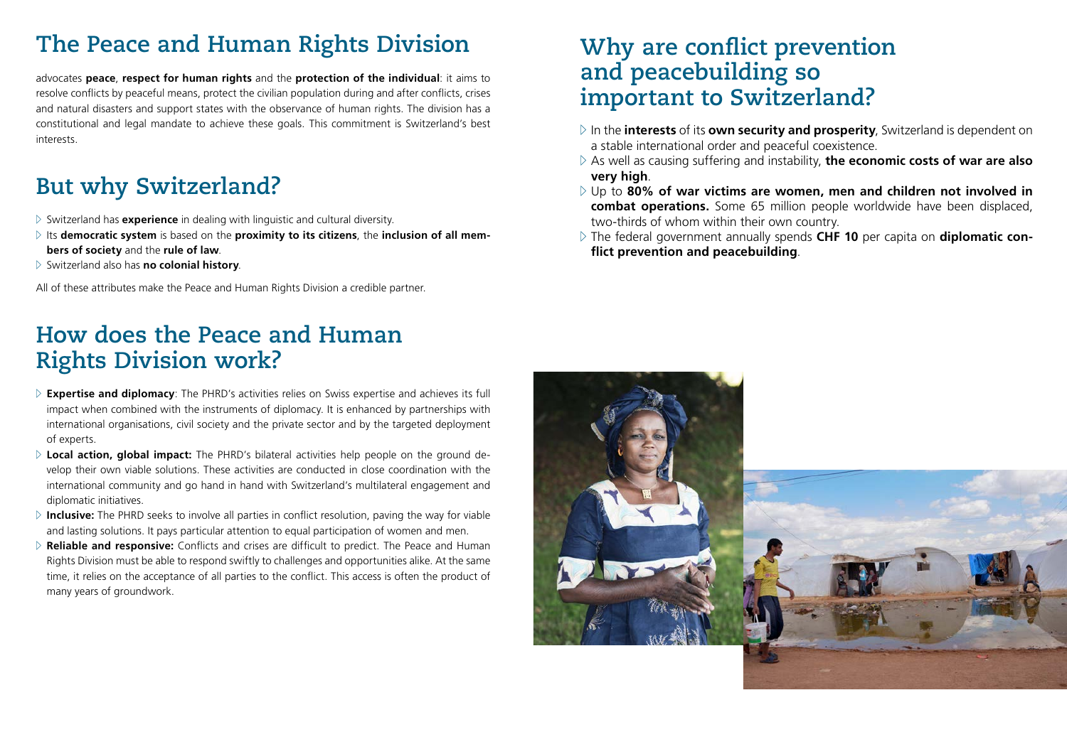## The Peace and Human Rights Division

advocates **peace**, **respect for human rights** and the **protection of the individual**: it aims to resolve conflicts by peaceful means, protect the civilian population during and after conflicts, crises and natural disasters and support states with the observance of human rights. The division has a constitutional and legal mandate to achieve these goals. This commitment is Switzerland's best interests.

## But why Switzerland?

- Switzerland has **experience** in dealing with linguistic and cultural diversity.
- Its **democratic system** is based on the **proximity to its citizens**, the **inclusion of all members of society** and the **rule of law**.
- Switzerland also has **no colonial history**.

All of these attributes make the Peace and Human Rights Division a credible partner.

## How does the Peace and Human Rights Division work?

- **Expertise and diplomacy**: The PHRD's activities relies on Swiss expertise and achieves its full impact when combined with the instruments of diplomacy. It is enhanced by partnerships with international organisations, civil society and the private sector and by the targeted deployment of experts.
- **Local action, global impact:** The PHRD's bilateral activities help people on the ground develop their own viable solutions. These activities are conducted in close coordination with the international community and go hand in hand with Switzerland's multilateral engagement and diplomatic initiatives.
- **Inclusive:** The PHRD seeks to involve all parties in conflict resolution, paving the way for viable and lasting solutions. It pays particular attention to equal participation of women and men.
- **Reliable and responsive:** Conflicts and crises are difficult to predict. The Peace and Human Rights Division must be able to respond swiftly to challenges and opportunities alike. At the same time, it relies on the acceptance of all parties to the conflict. This access is often the product of many years of groundwork.

## Why are conflict prevention and peacebuilding so important to Switzerland?

- In the **interests** of its **own security and prosperity**, Switzerland is dependent on a stable international order and peaceful coexistence.
- As well as causing suffering and instability, **the economic costs of war are also very high**.
- Up to **80% of war victims are women, men and children not involved in combat operations.** Some 65 million people worldwide have been displaced, two-thirds of whom within their own country.
- The federal government annually spends **CHF 10** per capita on **diplomatic conflict prevention and peacebuilding**.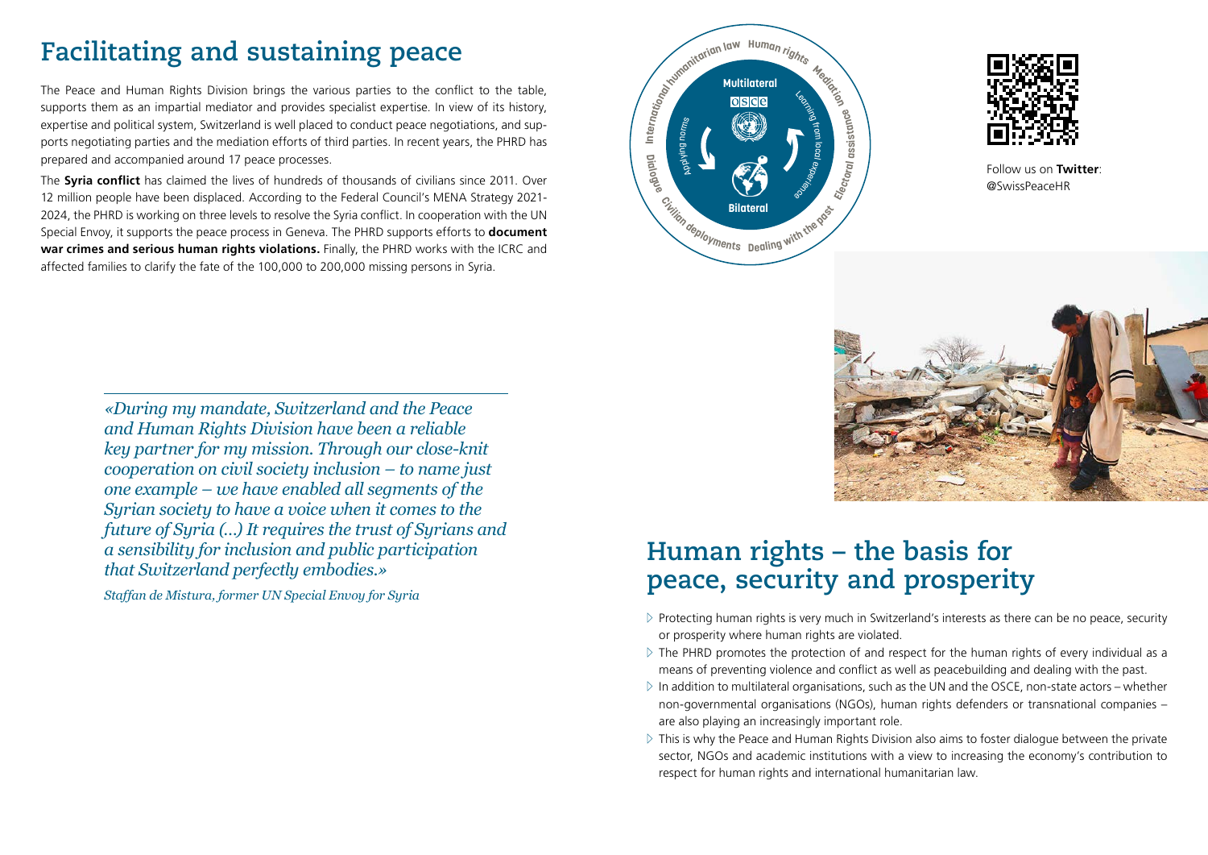# Facilitating and sustaining peace

The Peace and Human Rights Division brings the various parties to the conflict to the table, supports them as an impartial mediator and provides specialist expertise. In view of its history, expertise and political system, Switzerland is well placed to conduct peace negotiations, and supports negotiating parties and the mediation efforts of third parties. In recent years, the PHRD has prepared and accompanied around 17 peace processes.

The **Syria conflict** has claimed the lives of hundreds of thousands of civilians since 2011. Over 12 million people have been displaced. According to the Federal Council's MENA Strategy 2021-2024, the PHRD is working on three levels to resolve the Syria conflict. In cooperation with the UN Special Envoy, it supports the peace process in Geneva. The PHRD supports efforts to **document war crimes and serious human rights violations.** Finally, the PHRD works with the ICRC and affected families to clarify the fate of the 100,000 to 200,000 missing persons in Syria.

*«During my mandate, Switzerland and the Peace and Human Rights Division have been a reliable key partner for my mission. Through our close-knit cooperation on civil society inclusion – to name just one example – we have enabled all segments of the Syrian society to have a voice when it comes to the future of Syria (...) It requires the trust of Syrians and a sensibility for inclusion and public participation that Switzerland perfectly embodies.»*

*Staffan de Mistura, former UN Special Envoy for Syria*

International humanitarian law · Human rights · Mediation · Electoral assistance · Dealing with the past · Civilian deployments · Dialogue

Multilateral · OSCE · Bilateral · Applying norms · Learning from local experience

Follow us on **Twitter**: @SwissPeaceHR

# Human rights – the basis for peace, security and prosperity

- Protecting human rights is very much in Switzerland's interests as there can be no peace, security or prosperity where human rights are violated.
- The PHRD promotes the protection of and respect for the human rights of every individual as a means of preventing violence and conflict as well as peacebuilding and dealing with the past.
- In addition to multilateral organisations, such as the UN and the OSCE, non-state actors – whether non-governmental organisations (NGOs), human rights defenders or transnational companies – are also playing an increasingly important role.
- This is why the Peace and Human Rights Division also aims to foster dialogue between the private sector, NGOs and academic institutions with a view to increasing the economy's contribution to respect for human rights and international humanitarian law.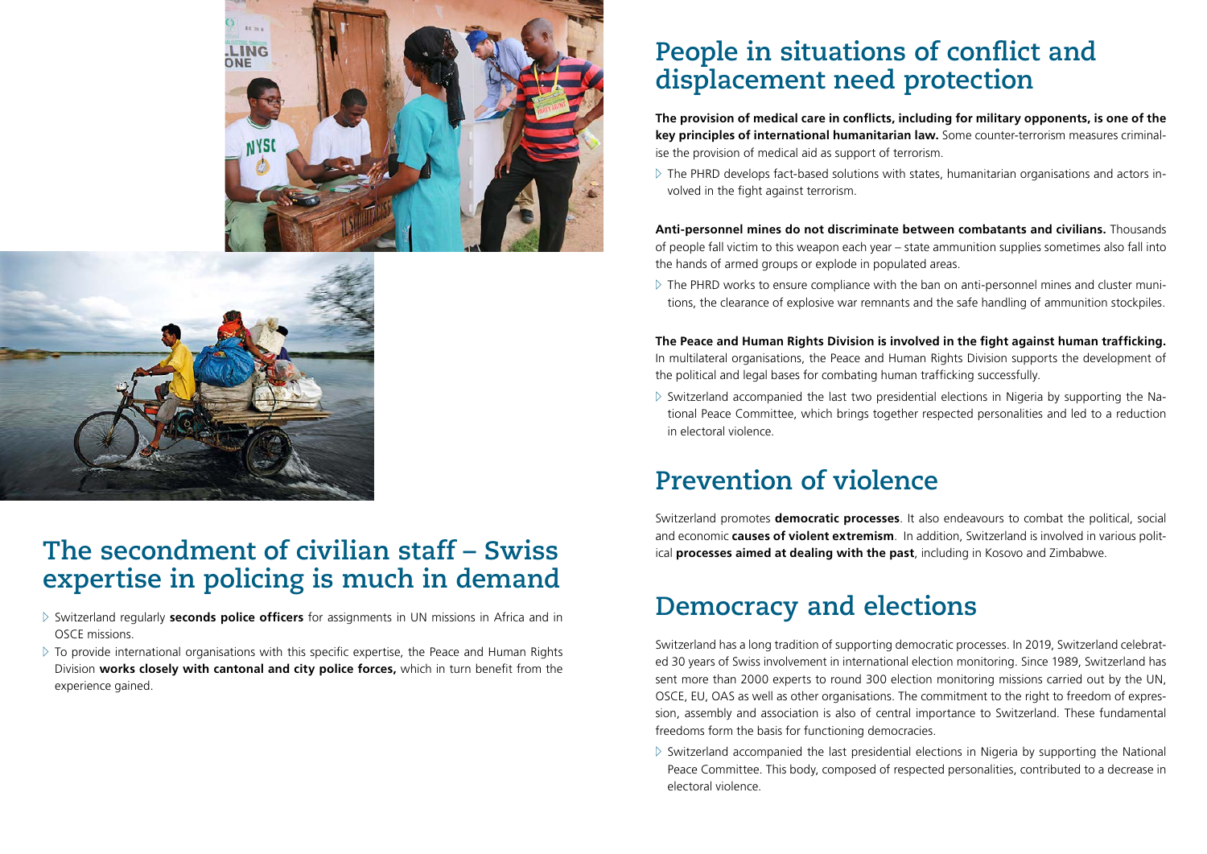## The secondment of civilian staff – Swiss expertise in policing is much in demand

- Switzerland regularly **seconds police officers** for assignments in UN missions in Africa and in OSCE missions.
- To provide international organisations with this specific expertise, the Peace and Human Rights Division **works closely with cantonal and city police forces,** which in turn benefit from the experience gained.

## People in situations of conflict and displacement need protection

**The provision of medical care in conflicts, including for military opponents, is one of the key principles of international humanitarian law.** Some counter-terrorism measures criminalise the provision of medical aid as support of terrorism.

- The PHRD develops fact-based solutions with states, humanitarian organisations and actors involved in the fight against terrorism.

**Anti-personnel mines do not discriminate between combatants and civilians.** Thousands of people fall victim to this weapon each year – state ammunition supplies sometimes also fall into the hands of armed groups or explode in populated areas.

- The PHRD works to ensure compliance with the ban on anti-personnel mines and cluster munitions, the clearance of explosive war remnants and the safe handling of ammunition stockpiles.

**The Peace and Human Rights Division is involved in the fight against human trafficking.** In multilateral organisations, the Peace and Human Rights Division supports the development of the political and legal bases for combating human trafficking successfully.

- Switzerland accompanied the last two presidential elections in Nigeria by supporting the National Peace Committee, which brings together respected personalities and led to a reduction in electoral violence.

## Prevention of violence

Switzerland promotes **democratic processes**. It also endeavours to combat the political, social and economic **causes of violent extremism**. In addition, Switzerland is involved in various political **processes aimed at dealing with the past**, including in Kosovo and Zimbabwe.

## Democracy and elections

Switzerland has a long tradition of supporting democratic processes. In 2019, Switzerland celebrated 30 years of Swiss involvement in international election monitoring. Since 1989, Switzerland has sent more than 2000 experts to round 300 election monitoring missions carried out by the UN, OSCE, EU, OAS as well as other organisations. The commitment to the right to freedom of expression, assembly and association is also of central importance to Switzerland. These fundamental freedoms form the basis for functioning democracies.

- Switzerland accompanied the last presidential elections in Nigeria by supporting the National Peace Committee. This body, composed of respected personalities, contributed to a decrease in electoral violence.